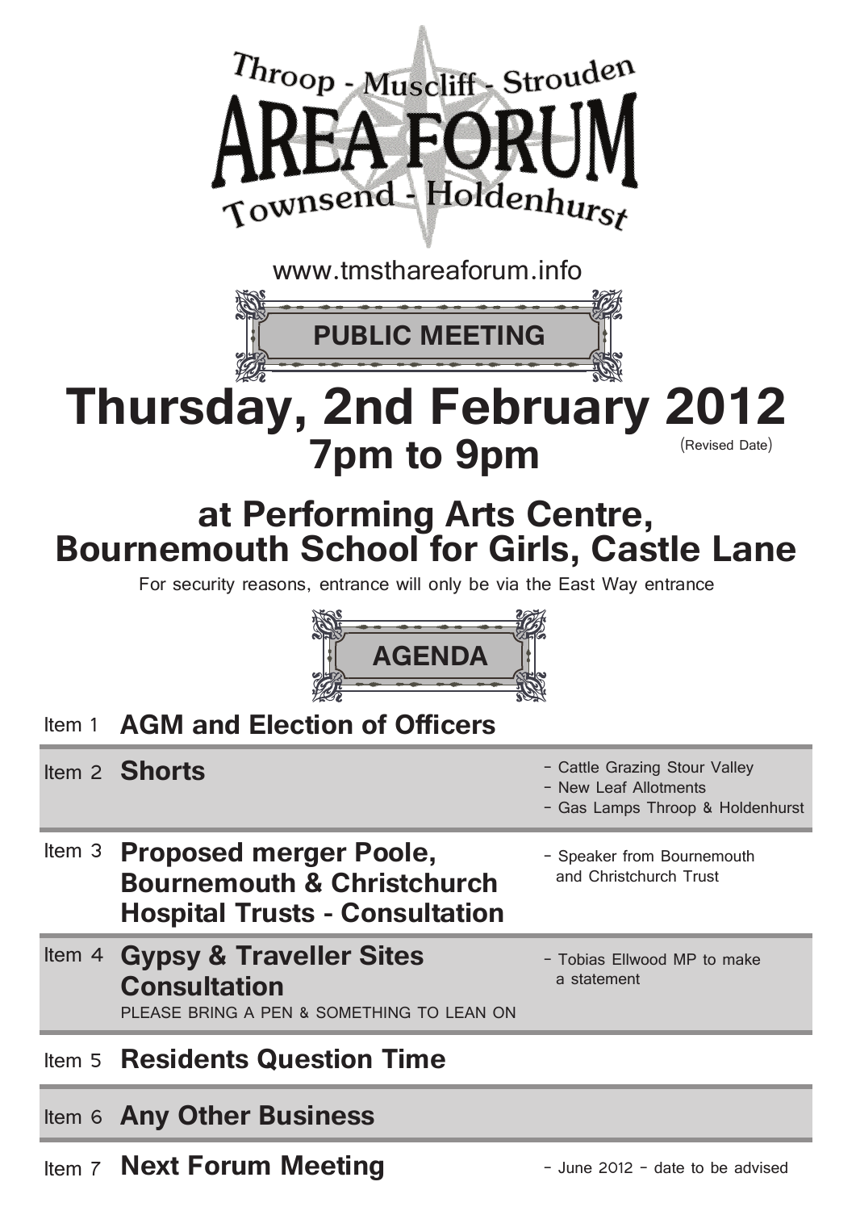# Throop - Muscliff - Stroudén AREA FORUM Townsend - Holdenhurst

www.tmsthareaforum.info

## PUBLIC MEETING

# Thursday, 2nd February 2012

## 7pm to 9pm

(Revised Date)

## at Performing Arts Centre, Bournemouth School for Girls, Castle Lane

For security reasons, entrance will only be via the East Way entrance

## AGENDA

| Item | Topic | Notes |
| --- | --- | --- |
| Item 1 | **AGM and Election of Officers** | |
| Item 2 | **Shorts** | - Cattle Grazing Stour Valley<br>- New Leaf Allotments<br>- Gas Lamps Throop & Holdenhurst |
| Item 3 | **Proposed merger Poole, Bournemouth & Christchurch Hospital Trusts - Consultation** | - Speaker from Bournemouth and Christchurch Trust |
| Item 4 | **Gypsy & Traveller Sites Consultation**<br>PLEASE BRING A PEN & SOMETHING TO LEAN ON | - Tobias Ellwood MP to make a statement |
| Item 5 | **Residents Question Time** | |
| Item 6 | **Any Other Business** | |
| Item 7 | **Next Forum Meeting** | - June 2012 - date to be advised |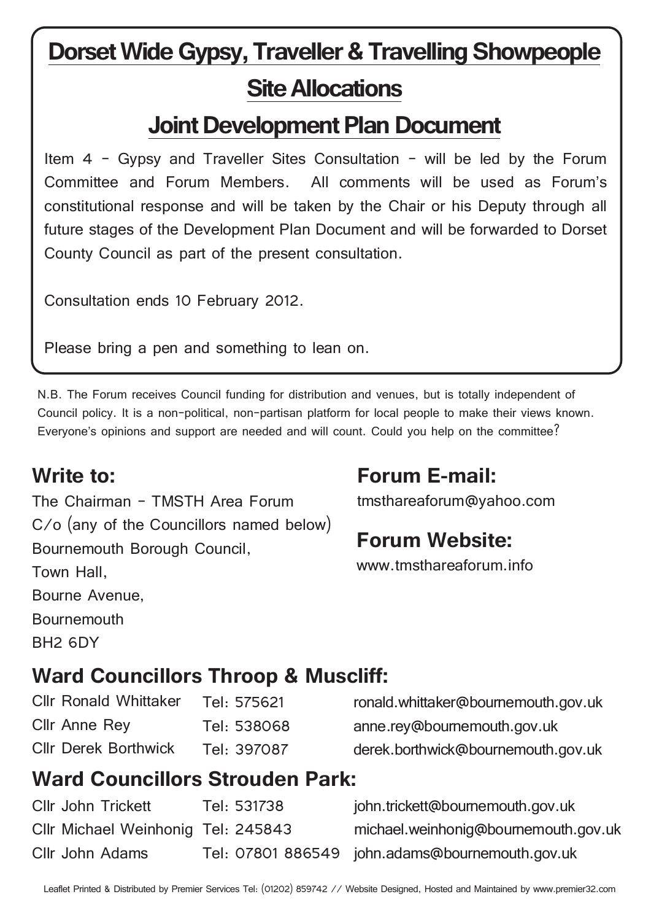# Dorset Wide Gypsy, Traveller & Travelling Showpeople

# Site Allocations

# Joint Development Plan Document

Item 4 - Gypsy and Traveller Sites Consultation - will be led by the Forum Committee and Forum Members. All comments will be used as Forum's constitutional response and will be taken by the Chair or his Deputy through all future stages of the Development Plan Document and will be forwarded to Dorset County Council as part of the present consultation.

Consultation ends 10 February 2012.

Please bring a pen and something to lean on.

N.B. The Forum receives Council funding for distribution and venues, but is totally independent of Council policy. It is a non-political, non-partisan platform for local people to make their views known. Everyone's opinions and support are needed and will count. Could you help on the committee?

## Write to:

The Chairman - TMSTH Area Forum
C/o (any of the Councillors named below)
Bournemouth Borough Council,
Town Hall,
Bourne Avenue,
Bournemouth
BH2 6DY

## Forum E-mail:

tmsthareaforum@yahoo.com

## Forum Website:

www.tmsthareaforum.info

## Ward Councillors Throop & Muscliff:

| | | |
|---|---|---|
| Cllr Ronald Whittaker | Tel: 575621 | ronald.whittaker@bournemouth.gov.uk |
| Cllr Anne Rey | Tel: 538068 | anne.rey@bournemouth.gov.uk |
| Cllr Derek Borthwick | Tel: 397087 | derek.borthwick@bournemouth.gov.uk |

## Ward Councillors Strouden Park:

| | | |
|---|---|---|
| Cllr John Trickett | Tel: 531738 | john.trickett@bournemouth.gov.uk |
| Cllr Michael Weinhonig | Tel: 245843 | michael.weinhonig@bournemouth.gov.uk |
| Cllr John Adams | Tel: 07801 886549 | john.adams@bournemouth.gov.uk |

Leaflet Printed & Distributed by Premier Services Tel: (01202) 859742 // Website Designed, Hosted and Maintained by www.premier32.com